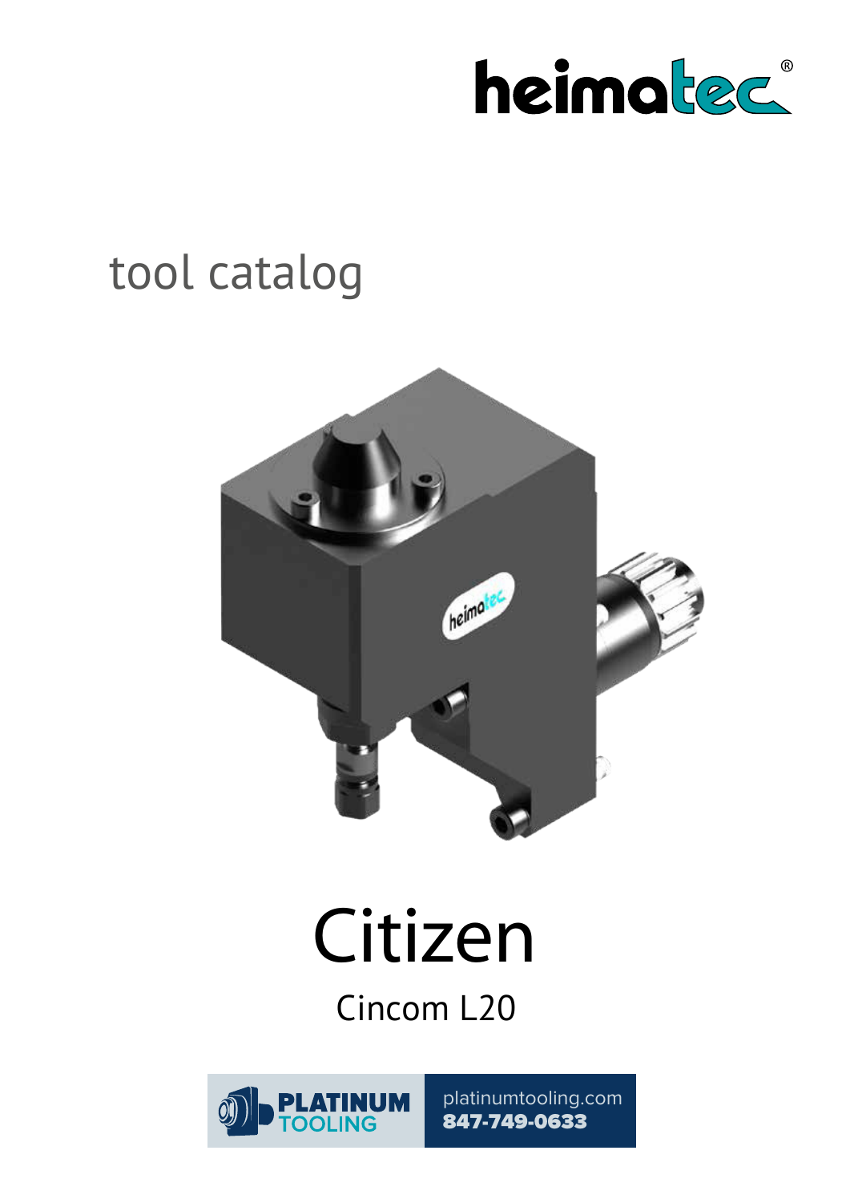heimatec®

# tool catalog

# Citizen

## Cincom L20

PLATINUM TOOLING

platinumtooling.com
**847-749-0633**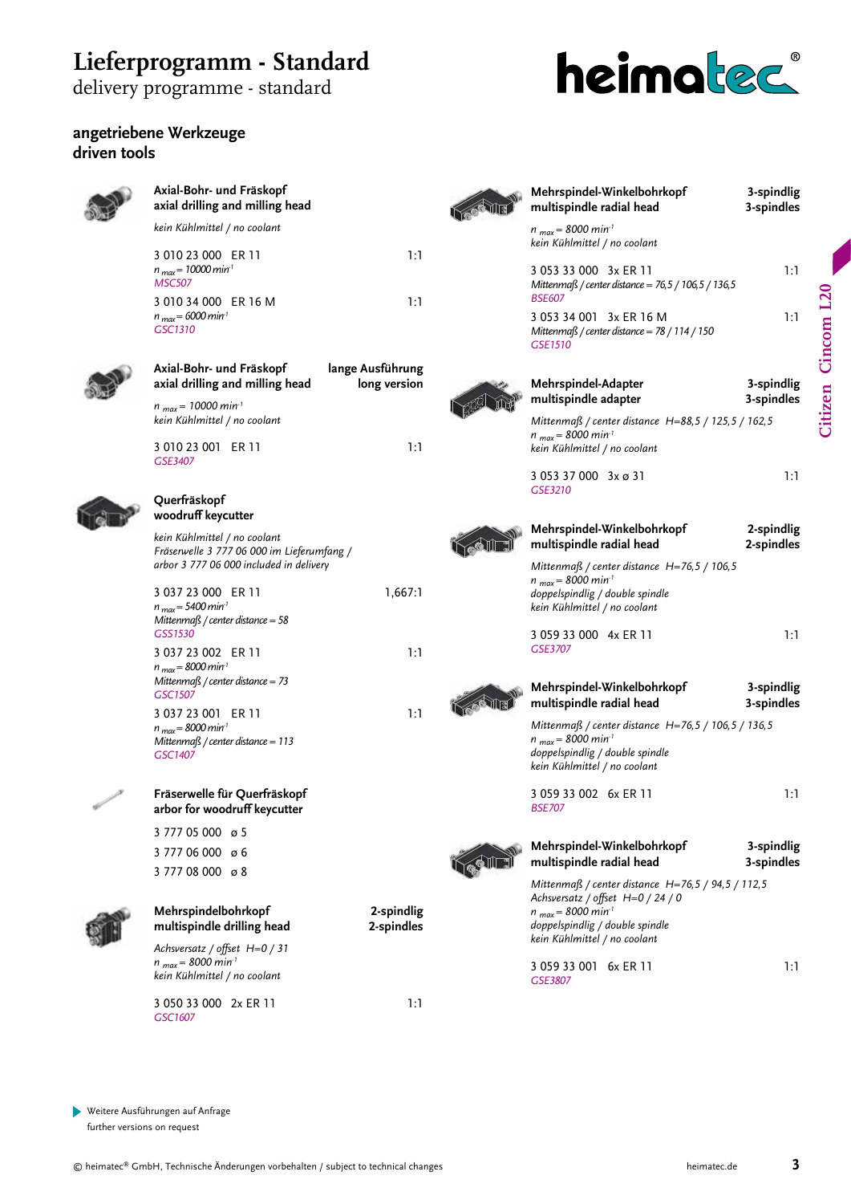# Lieferprogramm - Standard
delivery programme - standard

## angetriebene Werkzeuge
## driven tools

**Axial-Bohr- und Fräskopf**
**axial drilling and milling head**

*kein Kühlmittel / no coolant*

3 010 23 000 ER 11 — 1:1
*$n_{max}$ = 10000 min$^{-1}$*
MSC507

3 010 34 000 ER 16 M — 1:1
*$n_{max}$ = 6000 min$^{-1}$*
GSC1310

**Axial-Bohr- und Fräskopf** — lange Ausführung
**axial drilling and milling head** — long version

*$n_{max}$ = 10000 min$^{-1}$*
*kein Kühlmittel / no coolant*

3 010 23 001 ER 11 — 1:1
GSE3407

**Querfräskopf**
**woodruff keycutter**

*kein Kühlmittel / no coolant*
*Fräserwelle 3 777 06 000 im Lieferumfang / arbor 3 777 06 000 included in delivery*

3 037 23 000 ER 11 — 1,667:1
*$n_{max}$ = 5400 min$^{-1}$*
*Mittenmaß / center distance = 58*
GSS1530

3 037 23 002 ER 11 — 1:1
*$n_{max}$ = 8000 min$^{-1}$*
*Mittenmaß / center distance = 73*
GSC1507

3 037 23 001 ER 11 — 1:1
*$n_{max}$ = 8000 min$^{-1}$*
*Mittenmaß / center distance = 113*
GSC1407

**Fräserwelle für Querfräskopf**
**arbor for woodruff keycutter**

3 777 05 000 ø 5
3 777 06 000 ø 6
3 777 08 000 ø 8

**Mehrspindelbohrkopf** — 2-spindlig
**multispindle drilling head** — 2-spindles

*Achsversatz / offset H=0 / 31*
*$n_{max}$ = 8000 min$^{-1}$*
*kein Kühlmittel / no coolant*

3 050 33 000 2x ER 11 — 1:1
GSC1607

**Mehrspindel-Winkelbohrkopf** — 3-spindlig
**multispindle radial head** — 3-spindles

*$n_{max}$ = 8000 min$^{-1}$*
*kein Kühlmittel / no coolant*

3 053 33 000 3x ER 11 — 1:1
*Mittenmaß / center distance = 76,5 / 106,5 / 136,5*
BSE607

3 053 34 001 3x ER 16 M — 1:1
*Mittenmaß / center distance = 78 / 114 / 150*
GSE1510

**Mehrspindel-Adapter** — 3-spindlig
**multispindle adapter** — 3-spindles

*Mittenmaß / center distance H=88,5 / 125,5 / 162,5*
*$n_{max}$ = 8000 min$^{-1}$*
*kein Kühlmittel / no coolant*

3 053 37 000 3x ø 31 — 1:1
GSE3210

**Mehrspindel-Winkelbohrkopf** — 2-spindlig
**multispindle radial head** — 2-spindles

*Mittenmaß / center distance H=76,5 / 106,5*
*$n_{max}$ = 8000 min$^{-1}$*
*doppelspindlig / double spindle*
*kein Kühlmittel / no coolant*

3 059 33 000 4x ER 11 — 1:1
GSE3707

**Mehrspindel-Winkelbohrkopf** — 3-spindlig
**multispindle radial head** — 3-spindles

*Mittenmaß / center distance H=76,5 / 106,5 / 136,5*
*$n_{max}$ = 8000 min$^{-1}$*
*doppelspindlig / double spindle*
*kein Kühlmittel / no coolant*

3 059 33 002 6x ER 11 — 1:1
BSE707

**Mehrspindel-Winkelbohrkopf** — 3-spindlig
**multispindle radial head** — 3-spindles

*Mittenmaß / center distance H=76,5 / 94,5 / 112,5*
*Achsversatz / offset H=0 / 24 / 0*
*$n_{max}$ = 8000 min$^{-1}$*
*doppelspindlig / double spindle*
*kein Kühlmittel / no coolant*

3 059 33 001 6x ER 11 — 1:1
GSE3807

Citizen Cincom L20

Weitere Ausführungen auf Anfrage
further versions on request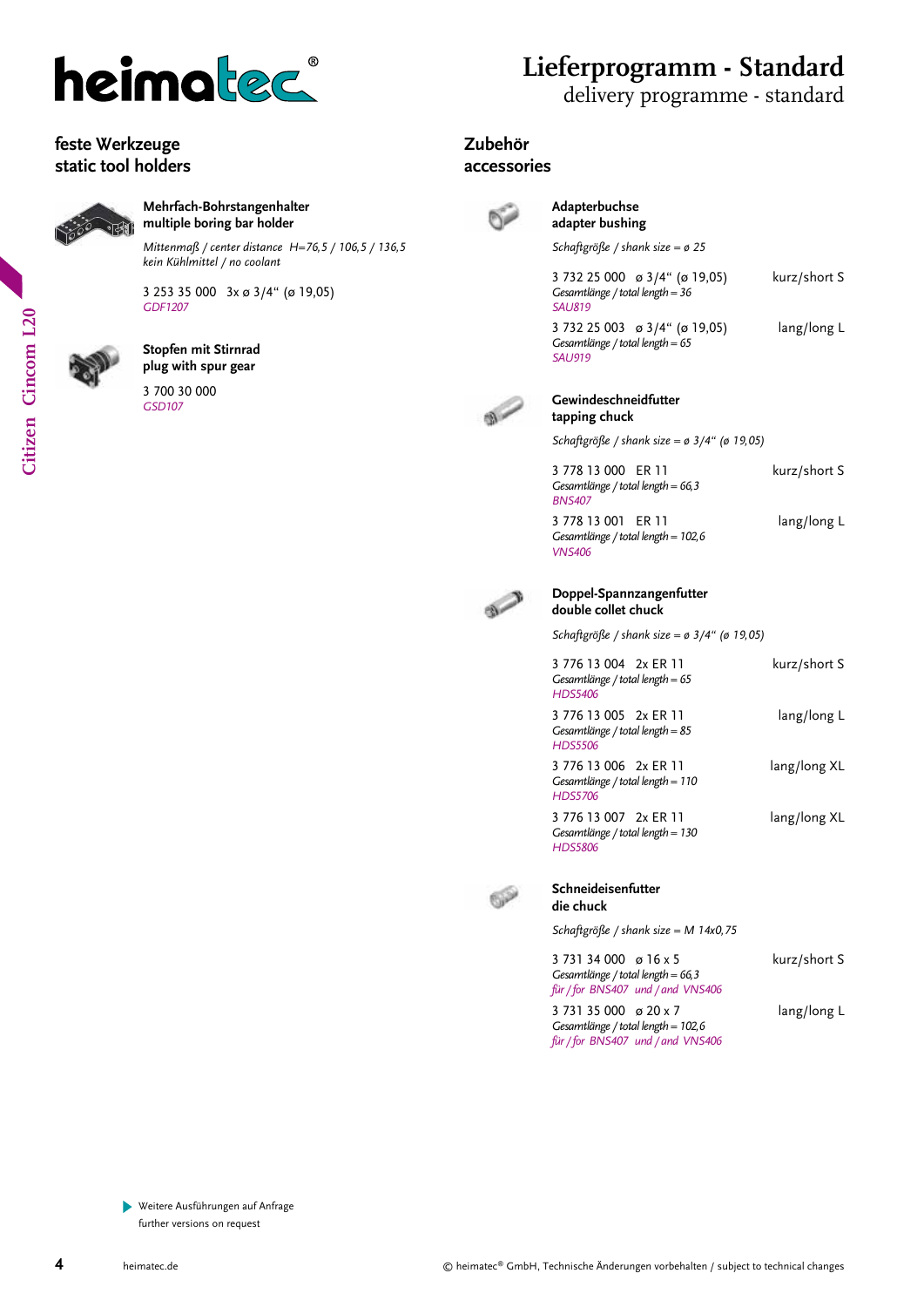# Lieferprogramm - Standard
delivery programme - standard

Citizen Cincom L20

## feste Werkzeuge
## static tool holders

**Mehrfach-Bohrstangenhalter**
**multiple boring bar holder**

*Mittenmaß / center distance H=76,5 / 106,5 / 136,5*
*kein Kühlmittel / no coolant*

3 253 35 000 3x ø 3/4“ (ø 19,05)
*GDF1207*

**Stopfen mit Stirnrad**
**plug with spur gear**

3 700 30 000
*GSD107*

## Zubehör
## accessories

**Adapterbuchse**
**adapter bushing**

*Schaftgröße / shank size = ø 25*

3 732 25 000 ø 3/4“ (ø 19,05) — kurz/short S
*Gesamtlänge / total length = 36*
*SAU819*

3 732 25 003 ø 3/4“ (ø 19,05) — lang/long L
*Gesamtlänge / total length = 65*
*SAU919*

**Gewindeschneidfutter**
**tapping chuck**

*Schaftgröße / shank size = ø 3/4“ (ø 19,05)*

3 778 13 000 ER 11 — kurz/short S
*Gesamtlänge / total length = 66,3*
*BNS407*

3 778 13 001 ER 11 — lang/long L
*Gesamtlänge / total length = 102,6*
*VNS406*

**Doppel-Spannzangenfutter**
**double collet chuck**

*Schaftgröße / shank size = ø 3/4“ (ø 19,05)*

3 776 13 004 2x ER 11 — kurz/short S
*Gesamtlänge / total length = 65*
*HDS5406*

3 776 13 005 2x ER 11 — lang/long L
*Gesamtlänge / total length = 85*
*HDS5506*

3 776 13 006 2x ER 11 — lang/long XL
*Gesamtlänge / total length = 110*
*HDS5706*

3 776 13 007 2x ER 11 — lang/long XL
*Gesamtlänge / total length = 130*
*HDS5806*

**Schneideisenfutter**
**die chuck**

*Schaftgröße / shank size = M 14x0,75*

3 731 34 000 ø 16 x 5 — kurz/short S
*Gesamtlänge / total length = 66,3*
*für / for BNS407 und / and VNS406*

3 731 35 000 ø 20 x 7 — lang/long L
*Gesamtlänge / total length = 102,6*
*für / for BNS407 und / and VNS406*

Weitere Ausführungen auf Anfrage
further versions on request

heimatec.de

© heimatec® GmbH, Technische Änderungen vorbehalten / subject to technical changes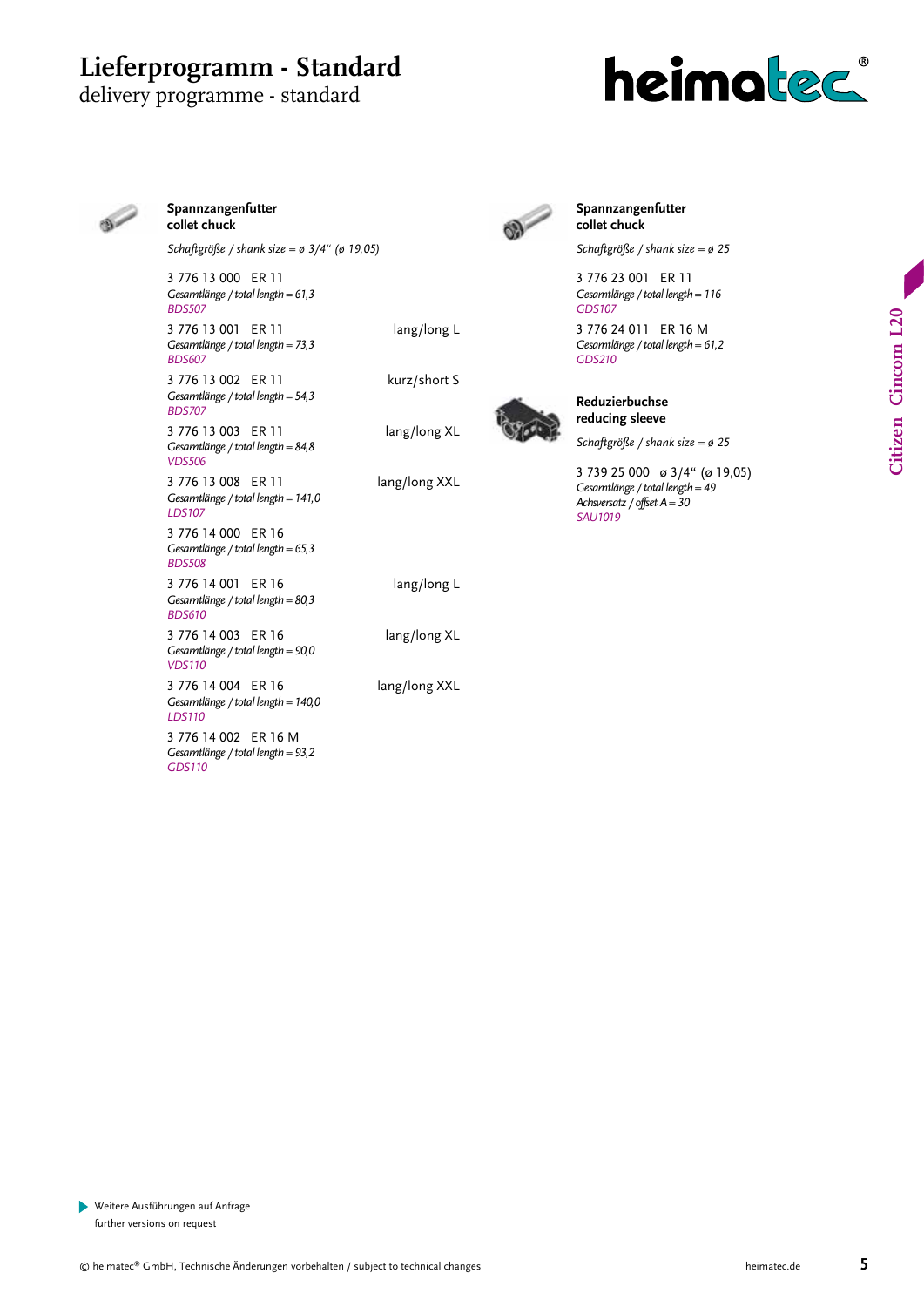# Lieferprogramm - Standard
delivery programme - standard

heimatec®

Citizen Cincom L20

### Spannzangenfutter
### collet chuck

*Schaftgröße / shank size = ø 3/4“ (ø 19,05)*

3 776 13 000 ER 11
*Gesamtlänge / total length = 61,3*
*BDS507*

3 776 13 001 ER 11 lang/long L
*Gesamtlänge / total length = 73,3*
*BDS607*

3 776 13 002 ER 11 kurz/short S
*Gesamtlänge / total length = 54,3*
*BDS707*

3 776 13 003 ER 11 lang/long XL
*Gesamtlänge / total length = 84,8*
*VDS506*

3 776 13 008 ER 11 lang/long XXL
*Gesamtlänge / total length = 141,0*
*LDS107*

3 776 14 000 ER 16
*Gesamtlänge / total length = 65,3*
*BDS508*

3 776 14 001 ER 16 lang/long L
*Gesamtlänge / total length = 80,3*
*BDS610*

3 776 14 003 ER 16 lang/long XL
*Gesamtlänge / total length = 90,0*
*VDS110*

3 776 14 004 ER 16 lang/long XXL
*Gesamtlänge / total length = 140,0*
*LDS110*

3 776 14 002 ER 16 M
*Gesamtlänge / total length = 93,2*
*GDS110*

### Spannzangenfutter
### collet chuck

*Schaftgröße / shank size = ø 25*

3 776 23 001 ER 11
*Gesamtlänge / total length = 116*
*GDS107*

3 776 24 011 ER 16 M
*Gesamtlänge / total length = 61,2*
*GDS210*

### Reduzierbuchse
### reducing sleeve

*Schaftgröße / shank size = ø 25*

3 739 25 000 ø 3/4“ (ø 19,05)
*Gesamtlänge / total length = 49*
*Achsversatz / offset A = 30*
*SAU1019*

Weitere Ausführungen auf Anfrage
further versions on request

© heimatec® GmbH, Technische Änderungen vorbehalten / subject to technical changes heimatec.de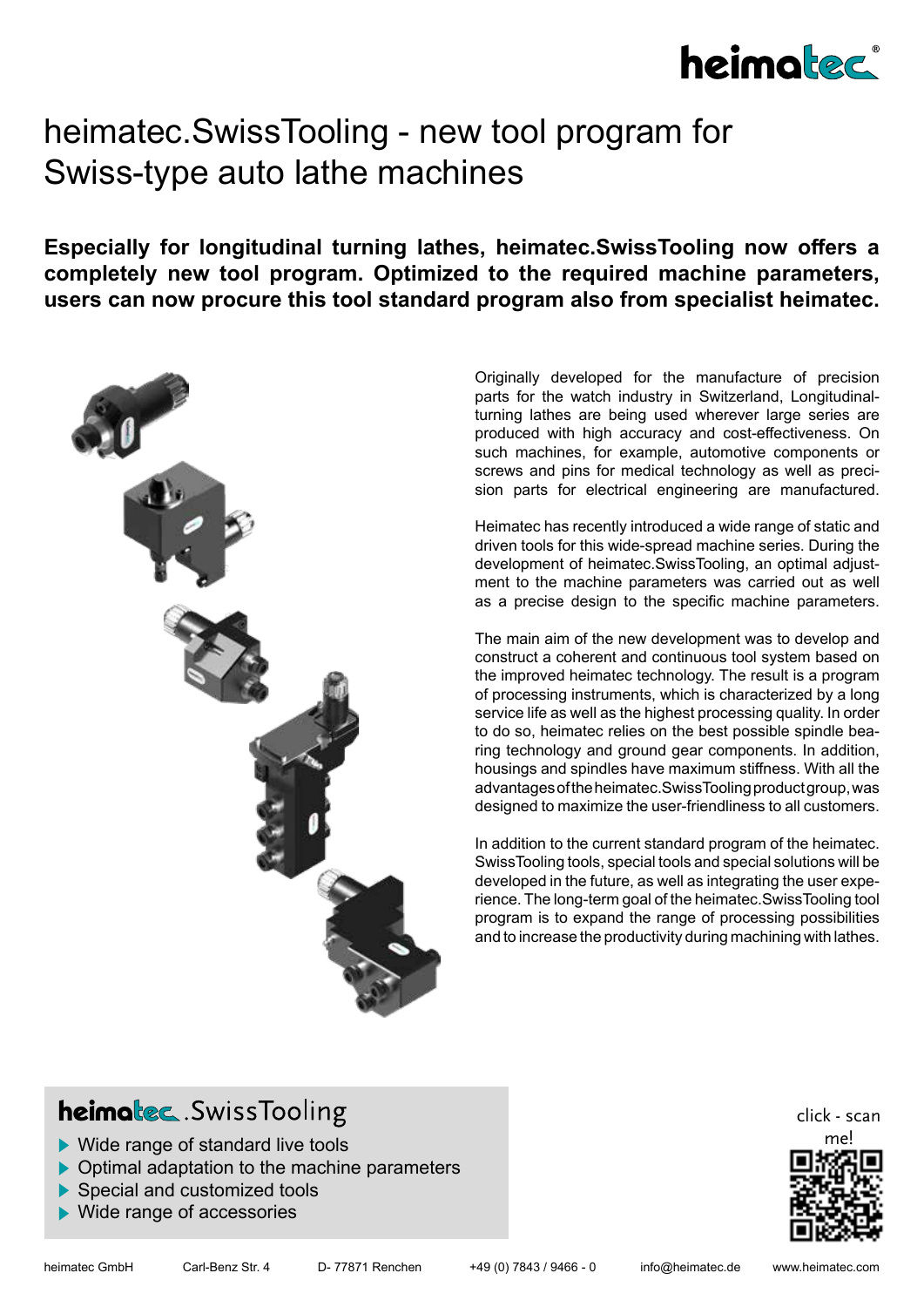# heimatec.SwissTooling - new tool program for Swiss-type auto lathe machines

**Especially for longitudinal turning lathes, heimatec.SwissTooling now offers a completely new tool program. Optimized to the required machine parameters, users can now procure this tool standard program also from specialist heimatec.**

Originally developed for the manufacture of precision parts for the watch industry in Switzerland, Longitudinal-turning lathes are being used wherever large series are produced with high accuracy and cost-effectiveness. On such machines, for example, automotive components or screws and pins for medical technology as well as precision parts for electrical engineering are manufactured.

Heimatec has recently introduced a wide range of static and driven tools for this wide-spread machine series. During the development of heimatec.SwissTooling, an optimal adjustment to the machine parameters was carried out as well as a precise design to the specific machine parameters.

The main aim of the new development was to develop and construct a coherent and continuous tool system based on the improved heimatec technology. The result is a program of processing instruments, which is characterized by a long service life as well as the highest processing quality. In order to do so, heimatec relies on the best possible spindle bearing technology and ground gear components. In addition, housings and spindles have maximum stiffness. With all the advantages of the heimatec.SwissTooling product group, was designed to maximize the user-friendliness to all customers.

In addition to the current standard program of the heimatec.SwissTooling tools, special tools and special solutions will be developed in the future, as well as integrating the user experience. The long-term goal of the heimatec.SwissTooling tool program is to expand the range of processing possibilities and to increase the productivity during machining with lathes.

## heimatec.SwissTooling

- Wide range of standard live tools
- Optimal adaptation to the machine parameters
- Special and customized tools
- Wide range of accessories

click - scan me!

heimatec GmbH | Carl-Benz Str. 4 | D- 77871 Renchen | +49 (0) 7843 / 9466 - 0 | info@heimatec.de | www.heimatec.com